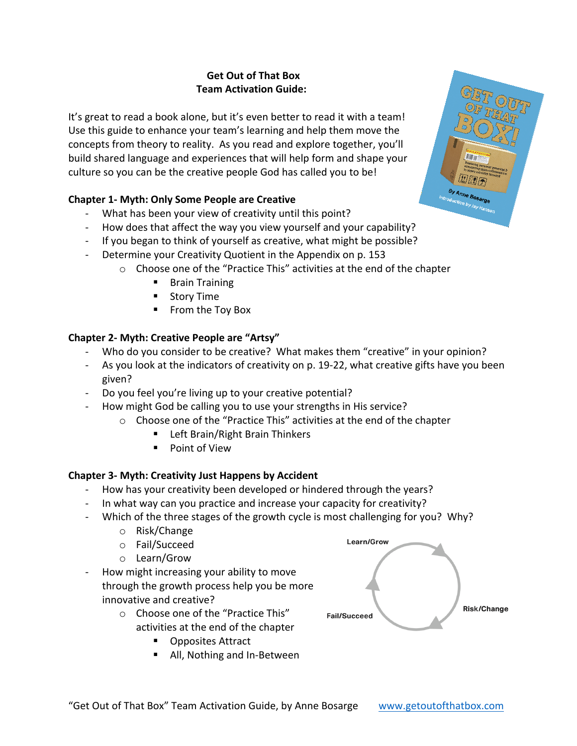**Get Out of That Box**
**Team Activation Guide:**

It's great to read a book alone, but it's even better to read it with a team! Use this guide to enhance your team's learning and help them move the concepts from theory to reality. As you read and explore together, you'll build shared language and experiences that will help form and shape your culture so you can be the creative people God has called you to be!

**Chapter 1- Myth: Only Some People are Creative**

- What has been your view of creativity until this point?
- How does that affect the way you view yourself and your capability?
- If you began to think of yourself as creative, what might be possible?
- Determine your Creativity Quotient in the Appendix on p. 153
    - Choose one of the "Practice This" activities at the end of the chapter
        - Brain Training
        - Story Time
        - From the Toy Box

**Chapter 2- Myth: Creative People are "Artsy"**

- Who do you consider to be creative? What makes them "creative" in your opinion?
- As you look at the indicators of creativity on p. 19-22, what creative gifts have you been given?
- Do you feel you're living up to your creative potential?
- How might God be calling you to use your strengths in His service?
    - Choose one of the "Practice This" activities at the end of the chapter
        - Left Brain/Right Brain Thinkers
        - Point of View

**Chapter 3- Myth: Creativity Just Happens by Accident**

- How has your creativity been developed or hindered through the years?
- In what way can you practice and increase your capacity for creativity?
- Which of the three stages of the growth cycle is most challenging for you? Why?
    - Risk/Change
    - Fail/Succeed
    - Learn/Grow
- How might increasing your ability to move through the growth process help you be more innovative and creative?
    - Choose one of the "Practice This" activities at the end of the chapter
        - Opposites Attract
        - All, Nothing and In-Between

Learn/Grow → Risk/Change → Fail/Succeed → Learn/Grow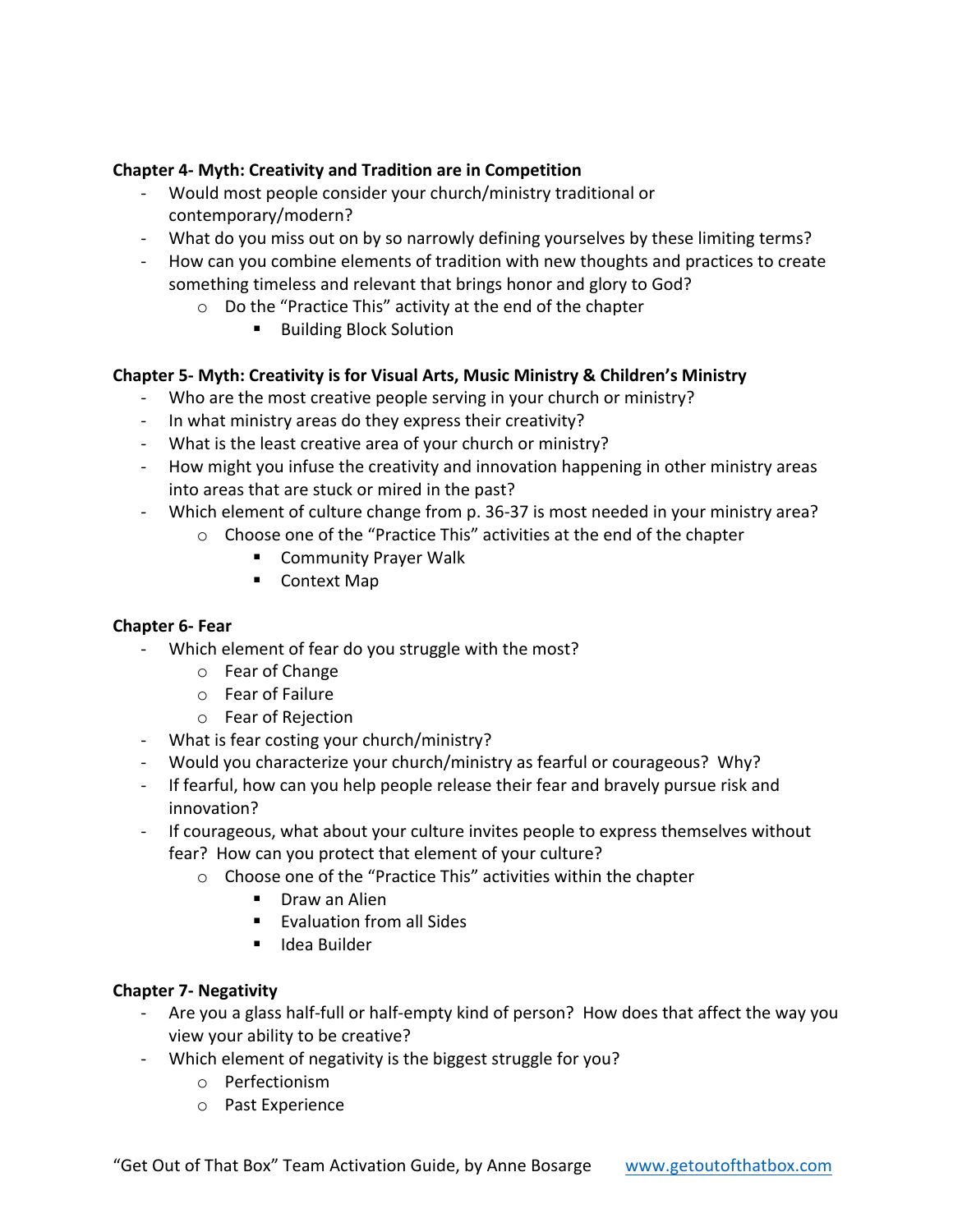**Chapter 4- Myth: Creativity and Tradition are in Competition**

- Would most people consider your church/ministry traditional or contemporary/modern?
- What do you miss out on by so narrowly defining yourselves by these limiting terms?
- How can you combine elements of tradition with new thoughts and practices to create something timeless and relevant that brings honor and glory to God?
  - Do the "Practice This" activity at the end of the chapter
    - Building Block Solution

**Chapter 5- Myth: Creativity is for Visual Arts, Music Ministry & Children's Ministry**

- Who are the most creative people serving in your church or ministry?
- In what ministry areas do they express their creativity?
- What is the least creative area of your church or ministry?
- How might you infuse the creativity and innovation happening in other ministry areas into areas that are stuck or mired in the past?
- Which element of culture change from p. 36-37 is most needed in your ministry area?
  - Choose one of the "Practice This" activities at the end of the chapter
    - Community Prayer Walk
    - Context Map

**Chapter 6- Fear**

- Which element of fear do you struggle with the most?
  - Fear of Change
  - Fear of Failure
  - Fear of Rejection
- What is fear costing your church/ministry?
- Would you characterize your church/ministry as fearful or courageous? Why?
- If fearful, how can you help people release their fear and bravely pursue risk and innovation?
- If courageous, what about your culture invites people to express themselves without fear? How can you protect that element of your culture?
  - Choose one of the "Practice This" activities within the chapter
    - Draw an Alien
    - Evaluation from all Sides
    - Idea Builder

**Chapter 7- Negativity**

- Are you a glass half-full or half-empty kind of person? How does that affect the way you view your ability to be creative?
- Which element of negativity is the biggest struggle for you?
  - Perfectionism
  - Past Experience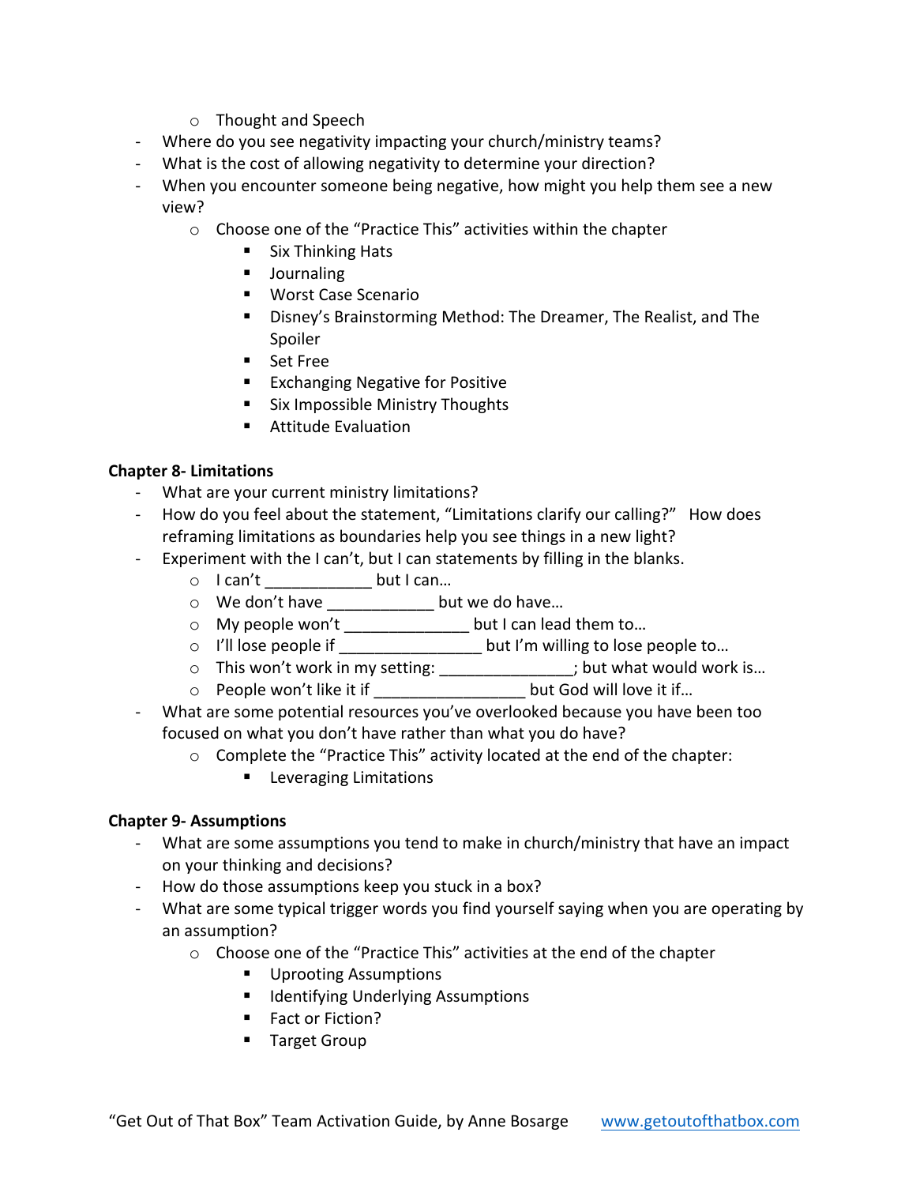- Thought and Speech

- Where do you see negativity impacting your church/ministry teams?
- What is the cost of allowing negativity to determine your direction?
- When you encounter someone being negative, how might you help them see a new view?
  - Choose one of the "Practice This" activities within the chapter
    - Six Thinking Hats
    - Journaling
    - Worst Case Scenario
    - Disney's Brainstorming Method: The Dreamer, The Realist, and The Spoiler
    - Set Free
    - Exchanging Negative for Positive
    - Six Impossible Ministry Thoughts
    - Attitude Evaluation

**Chapter 8- Limitations**

- What are your current ministry limitations?
- How do you feel about the statement, "Limitations clarify our calling?" How does reframing limitations as boundaries help you see things in a new light?
- Experiment with the I can't, but I can statements by filling in the blanks.
  - I can't ____________ but I can…
  - We don't have ____________ but we do have…
  - My people won't ______________ but I can lead them to…
  - I'll lose people if ________________ but I'm willing to lose people to…
  - This won't work in my setting: _______________; but what would work is…
  - People won't like it if _________________ but God will love it if…
- What are some potential resources you've overlooked because you have been too focused on what you don't have rather than what you do have?
  - Complete the "Practice This" activity located at the end of the chapter:
    - Leveraging Limitations

**Chapter 9- Assumptions**

- What are some assumptions you tend to make in church/ministry that have an impact on your thinking and decisions?
- How do those assumptions keep you stuck in a box?
- What are some typical trigger words you find yourself saying when you are operating by an assumption?
  - Choose one of the "Practice This" activities at the end of the chapter
    - Uprooting Assumptions
    - Identifying Underlying Assumptions
    - Fact or Fiction?
    - Target Group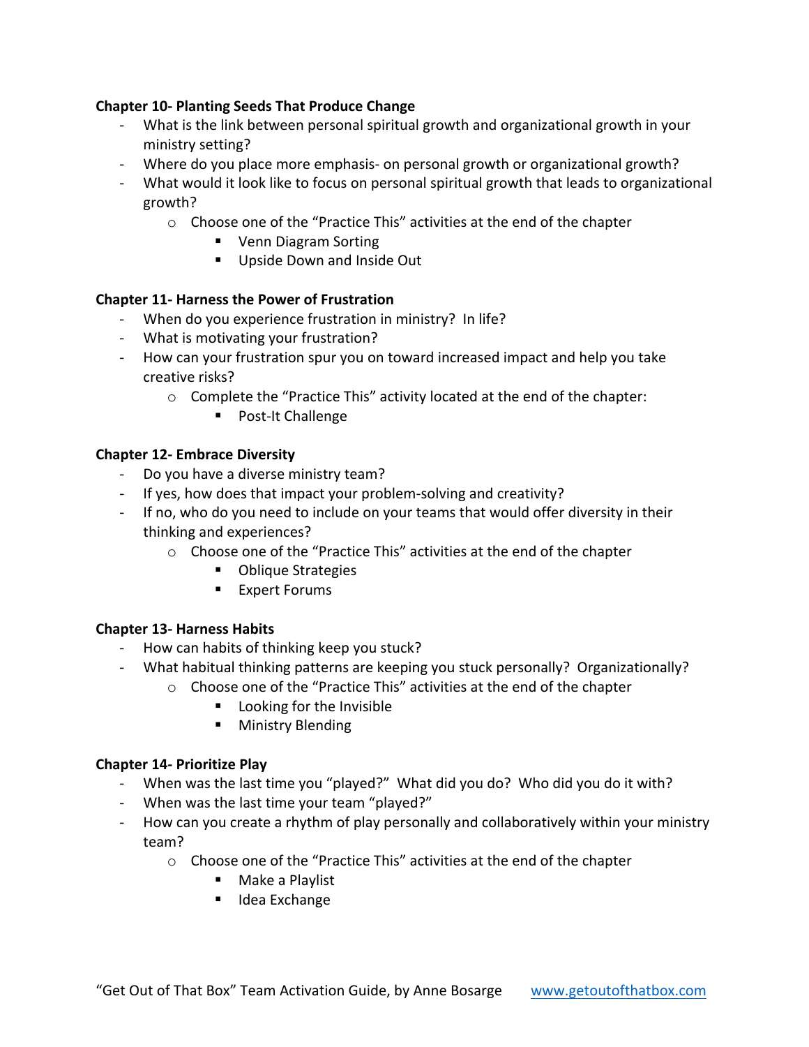**Chapter 10- Planting Seeds That Produce Change**

- What is the link between personal spiritual growth and organizational growth in your ministry setting?
- Where do you place more emphasis- on personal growth or organizational growth?
- What would it look like to focus on personal spiritual growth that leads to organizational growth?
  - Choose one of the "Practice This" activities at the end of the chapter
    - Venn Diagram Sorting
    - Upside Down and Inside Out

**Chapter 11- Harness the Power of Frustration**

- When do you experience frustration in ministry? In life?
- What is motivating your frustration?
- How can your frustration spur you on toward increased impact and help you take creative risks?
  - Complete the "Practice This" activity located at the end of the chapter:
    - Post-It Challenge

**Chapter 12- Embrace Diversity**

- Do you have a diverse ministry team?
- If yes, how does that impact your problem-solving and creativity?
- If no, who do you need to include on your teams that would offer diversity in their thinking and experiences?
  - Choose one of the "Practice This" activities at the end of the chapter
    - Oblique Strategies
    - Expert Forums

**Chapter 13- Harness Habits**

- How can habits of thinking keep you stuck?
- What habitual thinking patterns are keeping you stuck personally? Organizationally?
  - Choose one of the "Practice This" activities at the end of the chapter
    - Looking for the Invisible
    - Ministry Blending

**Chapter 14- Prioritize Play**

- When was the last time you "played?" What did you do? Who did you do it with?
- When was the last time your team "played?"
- How can you create a rhythm of play personally and collaboratively within your ministry team?
  - Choose one of the "Practice This" activities at the end of the chapter
    - Make a Playlist
    - Idea Exchange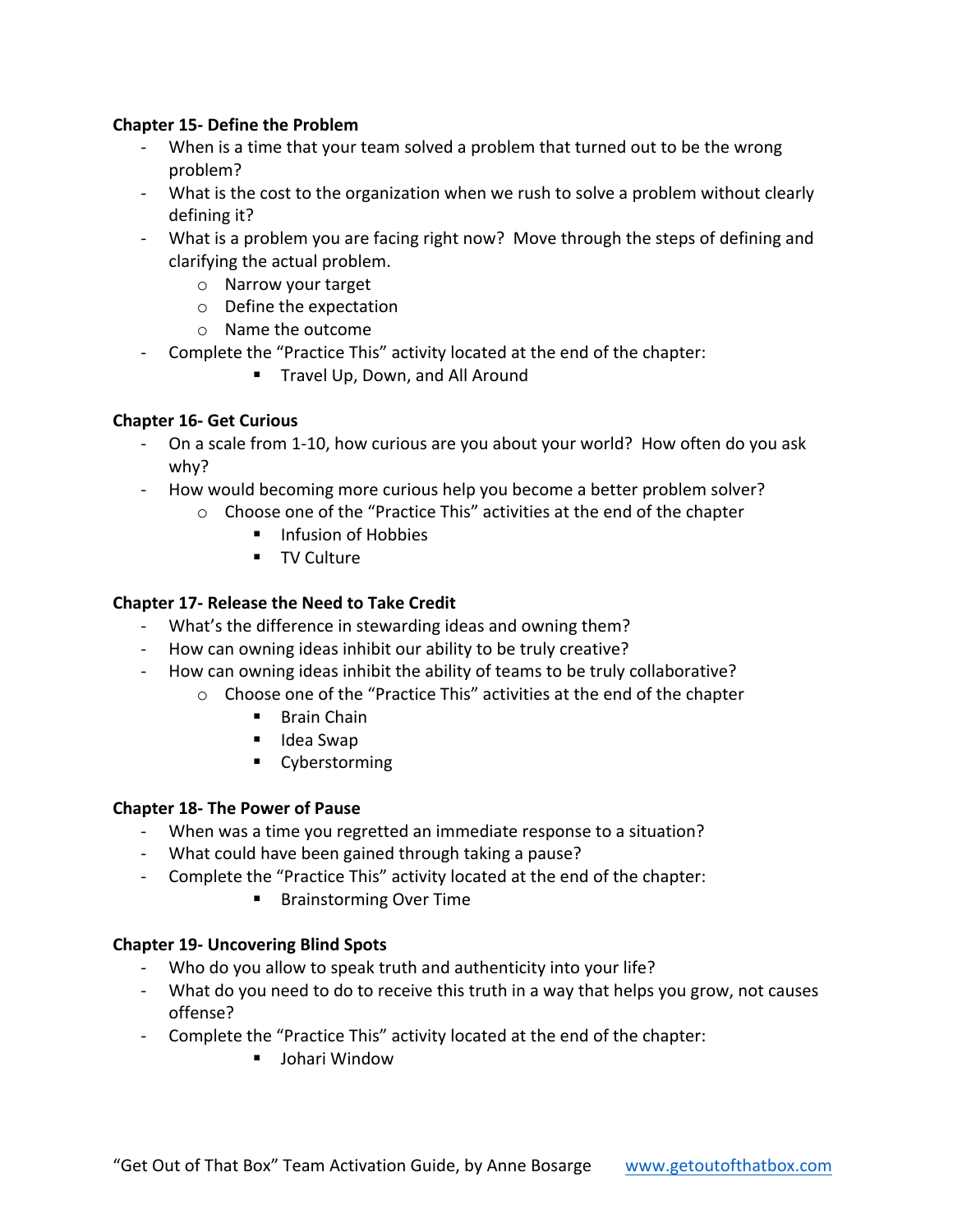**Chapter 15- Define the Problem**

- When is a time that your team solved a problem that turned out to be the wrong problem?
- What is the cost to the organization when we rush to solve a problem without clearly defining it?
- What is a problem you are facing right now? Move through the steps of defining and clarifying the actual problem.
    - Narrow your target
    - Define the expectation
    - Name the outcome
- Complete the "Practice This" activity located at the end of the chapter:
        - Travel Up, Down, and All Around

**Chapter 16- Get Curious**

- On a scale from 1-10, how curious are you about your world? How often do you ask why?
- How would becoming more curious help you become a better problem solver?
    - Choose one of the "Practice This" activities at the end of the chapter
        - Infusion of Hobbies
        - TV Culture

**Chapter 17- Release the Need to Take Credit**

- What's the difference in stewarding ideas and owning them?
- How can owning ideas inhibit our ability to be truly creative?
- How can owning ideas inhibit the ability of teams to be truly collaborative?
    - Choose one of the "Practice This" activities at the end of the chapter
        - Brain Chain
        - Idea Swap
        - Cyberstorming

**Chapter 18- The Power of Pause**

- When was a time you regretted an immediate response to a situation?
- What could have been gained through taking a pause?
- Complete the "Practice This" activity located at the end of the chapter:
        - Brainstorming Over Time

**Chapter 19- Uncovering Blind Spots**

- Who do you allow to speak truth and authenticity into your life?
- What do you need to do to receive this truth in a way that helps you grow, not causes offense?
- Complete the "Practice This" activity located at the end of the chapter:
        - Johari Window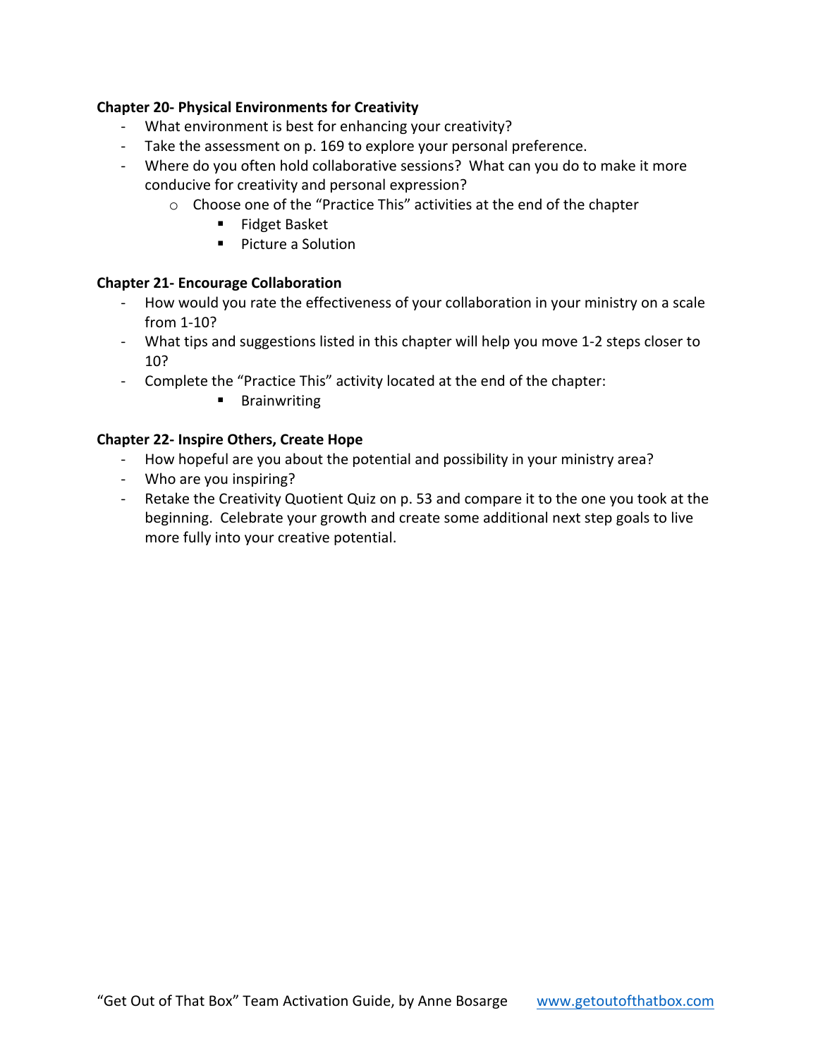**Chapter 20- Physical Environments for Creativity**

- What environment is best for enhancing your creativity?
- Take the assessment on p. 169 to explore your personal preference.
- Where do you often hold collaborative sessions? What can you do to make it more conducive for creativity and personal expression?
  - Choose one of the "Practice This" activities at the end of the chapter
    - Fidget Basket
    - Picture a Solution

**Chapter 21- Encourage Collaboration**

- How would you rate the effectiveness of your collaboration in your ministry on a scale from 1-10?
- What tips and suggestions listed in this chapter will help you move 1-2 steps closer to 10?
- Complete the "Practice This" activity located at the end of the chapter:
    - Brainwriting

**Chapter 22- Inspire Others, Create Hope**

- How hopeful are you about the potential and possibility in your ministry area?
- Who are you inspiring?
- Retake the Creativity Quotient Quiz on p. 53 and compare it to the one you took at the beginning. Celebrate your growth and create some additional next step goals to live more fully into your creative potential.